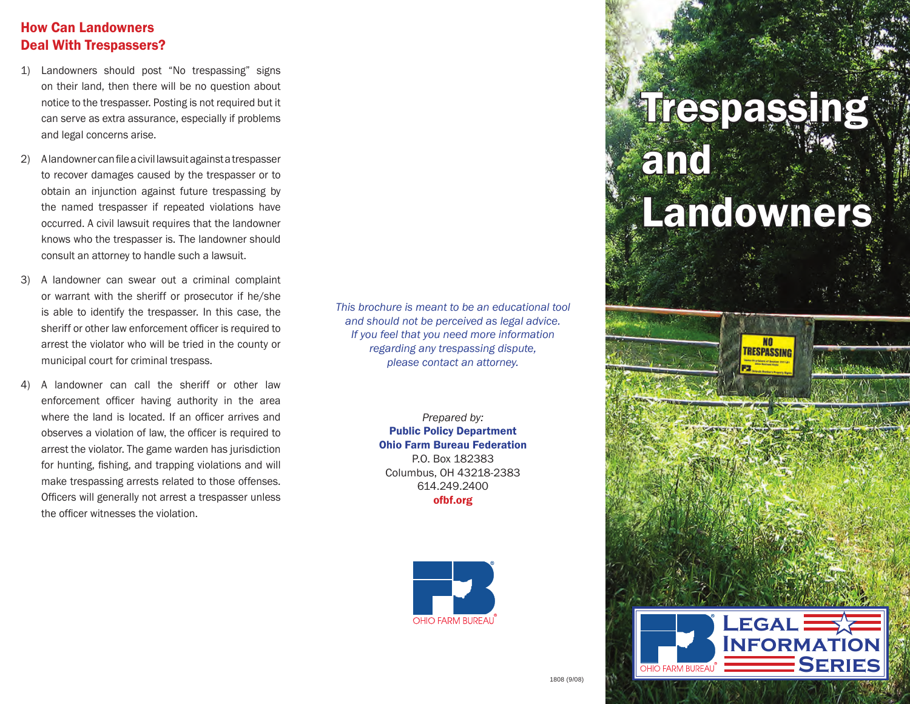## How Can Landowners Deal With Trespassers?

1) Landowners should post "No trespassing" signs on their land, then there will be no question about notice to the trespasser. Posting is not required but it can serve as extra assurance, especially if problems and legal concerns arise.

2) A landowner can file a civil lawsuit against a trespasser to recover damages caused by the trespasser or to obtain an injunction against future trespassing by the named trespasser if repeated violations have occurred. A civil lawsuit requires that the landowner knows who the trespasser is. The landowner should consult an attorney to handle such a lawsuit.

3) A landowner can swear out a criminal complaint or warrant with the sheriff or prosecutor if he/she is able to identify the trespasser. In this case, the sheriff or other law enforcement officer is required to arrest the violator who will be tried in the county or municipal court for criminal trespass.

4) A landowner can call the sheriff or other law enforcement officer having authority in the area where the land is located. If an officer arrives and observes a violation of law, the officer is required to arrest the violator. The game warden has jurisdiction for hunting, fishing, and trapping violations and will make trespassing arrests related to those offenses. Officers will generally not arrest a trespasser unless the officer witnesses the violation.

*This brochure is meant to be an educational tool and should not be perceived as legal advice. If you feel that you need more information regarding any trespassing dispute, please contact an attorney.*

*Prepared by:*
**Public Policy Department**
**Ohio Farm Bureau Federation**
P.O. Box 182383
Columbus, OH 43218-2383
614.249.2400
**ofbf.org**

OHIO FARM BUREAU

1808 (9/08)

# Trespassing and Landowners

OHIO FARM BUREAU

LEGAL INFORMATION SERIES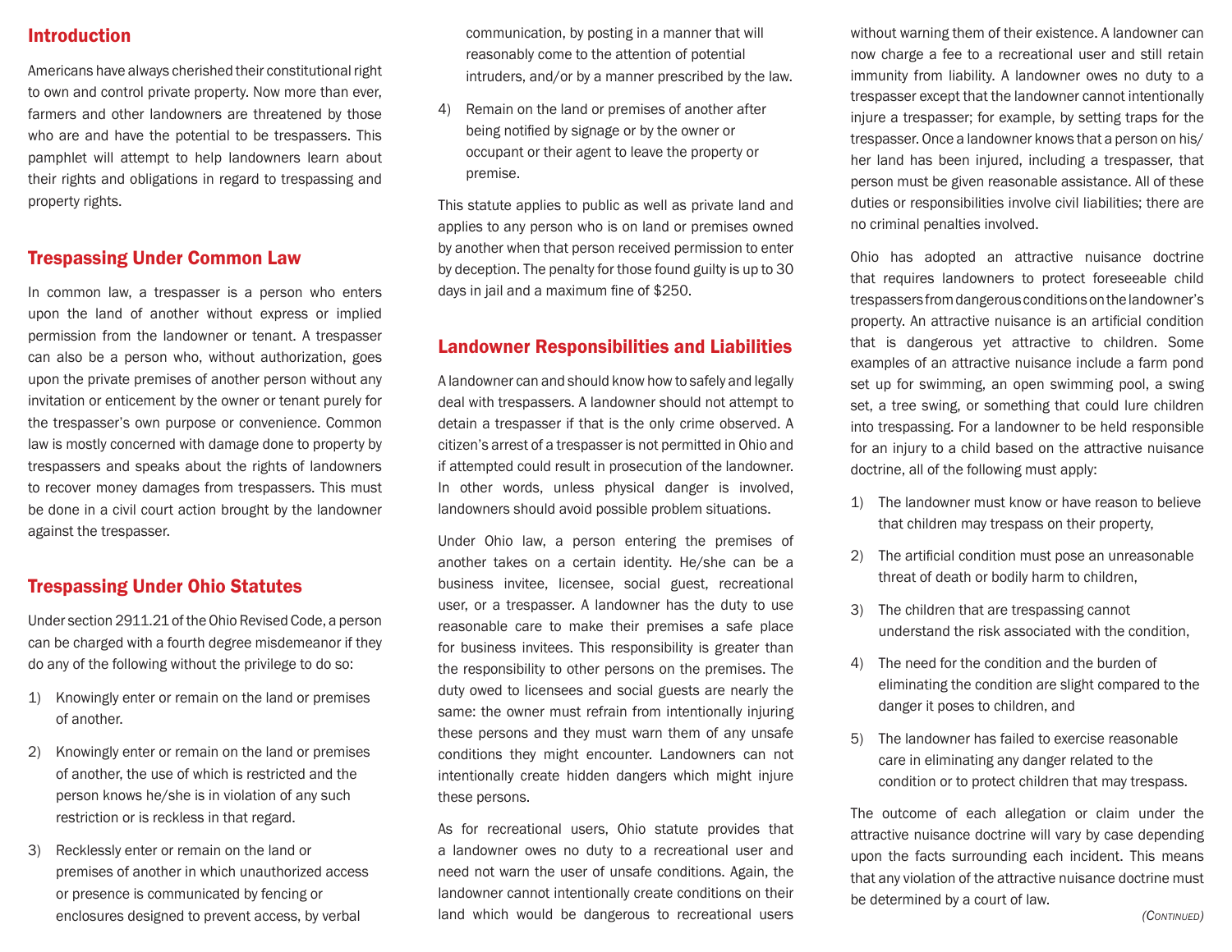## Introduction

Americans have always cherished their constitutional right to own and control private property. Now more than ever, farmers and other landowners are threatened by those who are and have the potential to be trespassers. This pamphlet will attempt to help landowners learn about their rights and obligations in regard to trespassing and property rights.

## Trespassing Under Common Law

In common law, a trespasser is a person who enters upon the land of another without express or implied permission from the landowner or tenant. A trespasser can also be a person who, without authorization, goes upon the private premises of another person without any invitation or enticement by the owner or tenant purely for the trespasser's own purpose or convenience. Common law is mostly concerned with damage done to property by trespassers and speaks about the rights of landowners to recover money damages from trespassers. This must be done in a civil court action brought by the landowner against the trespasser.

## Trespassing Under Ohio Statutes

Under section 2911.21 of the Ohio Revised Code, a person can be charged with a fourth degree misdemeanor if they do any of the following without the privilege to do so:

1) Knowingly enter or remain on the land or premises of another.
2) Knowingly enter or remain on the land or premises of another, the use of which is restricted and the person knows he/she is in violation of any such restriction or is reckless in that regard.
3) Recklessly enter or remain on the land or premises of another in which unauthorized access or presence is communicated by fencing or enclosures designed to prevent access, by verbal communication, by posting in a manner that will reasonably come to the attention of potential intruders, and/or by a manner prescribed by the law.
4) Remain on the land or premises of another after being notified by signage or by the owner or occupant or their agent to leave the property or premise.

This statute applies to public as well as private land and applies to any person who is on land or premises owned by another when that person received permission to enter by deception. The penalty for those found guilty is up to 30 days in jail and a maximum fine of $250.

## Landowner Responsibilities and Liabilities

A landowner can and should know how to safely and legally deal with trespassers. A landowner should not attempt to detain a trespasser if that is the only crime observed. A citizen's arrest of a trespasser is not permitted in Ohio and if attempted could result in prosecution of the landowner. In other words, unless physical danger is involved, landowners should avoid possible problem situations.

Under Ohio law, a person entering the premises of another takes on a certain identity. He/she can be a business invitee, licensee, social guest, recreational user, or a trespasser. A landowner has the duty to use reasonable care to make their premises a safe place for business invitees. This responsibility is greater than the responsibility to other persons on the premises. The duty owed to licensees and social guests are nearly the same: the owner must refrain from intentionally injuring these persons and they must warn them of any unsafe conditions they might encounter. Landowners can not intentionally create hidden dangers which might injure these persons.

As for recreational users, Ohio statute provides that a landowner owes no duty to a recreational user and need not warn the user of unsafe conditions. Again, the landowner cannot intentionally create conditions on their land which would be dangerous to recreational users without warning them of their existence. A landowner can now charge a fee to a recreational user and still retain immunity from liability. A landowner owes no duty to a trespasser except that the landowner cannot intentionally injure a trespasser; for example, by setting traps for the trespasser. Once a landowner knows that a person on his/her land has been injured, including a trespasser, that person must be given reasonable assistance. All of these duties or responsibilities involve civil liabilities; there are no criminal penalties involved.

Ohio has adopted an attractive nuisance doctrine that requires landowners to protect foreseeable child trespassers from dangerous conditions on the landowner's property. An attractive nuisance is an artificial condition that is dangerous yet attractive to children. Some examples of an attractive nuisance include a farm pond set up for swimming, an open swimming pool, a swing set, a tree swing, or something that could lure children into trespassing. For a landowner to be held responsible for an injury to a child based on the attractive nuisance doctrine, all of the following must apply:

1) The landowner must know or have reason to believe that children may trespass on their property,
2) The artificial condition must pose an unreasonable threat of death or bodily harm to children,
3) The children that are trespassing cannot understand the risk associated with the condition,
4) The need for the condition and the burden of eliminating the condition are slight compared to the danger it poses to children, and
5) The landowner has failed to exercise reasonable care in eliminating any danger related to the condition or to protect children that may trespass.

The outcome of each allegation or claim under the attractive nuisance doctrine will vary by case depending upon the facts surrounding each incident. This means that any violation of the attractive nuisance doctrine must be determined by a court of law.

*(Continued)*